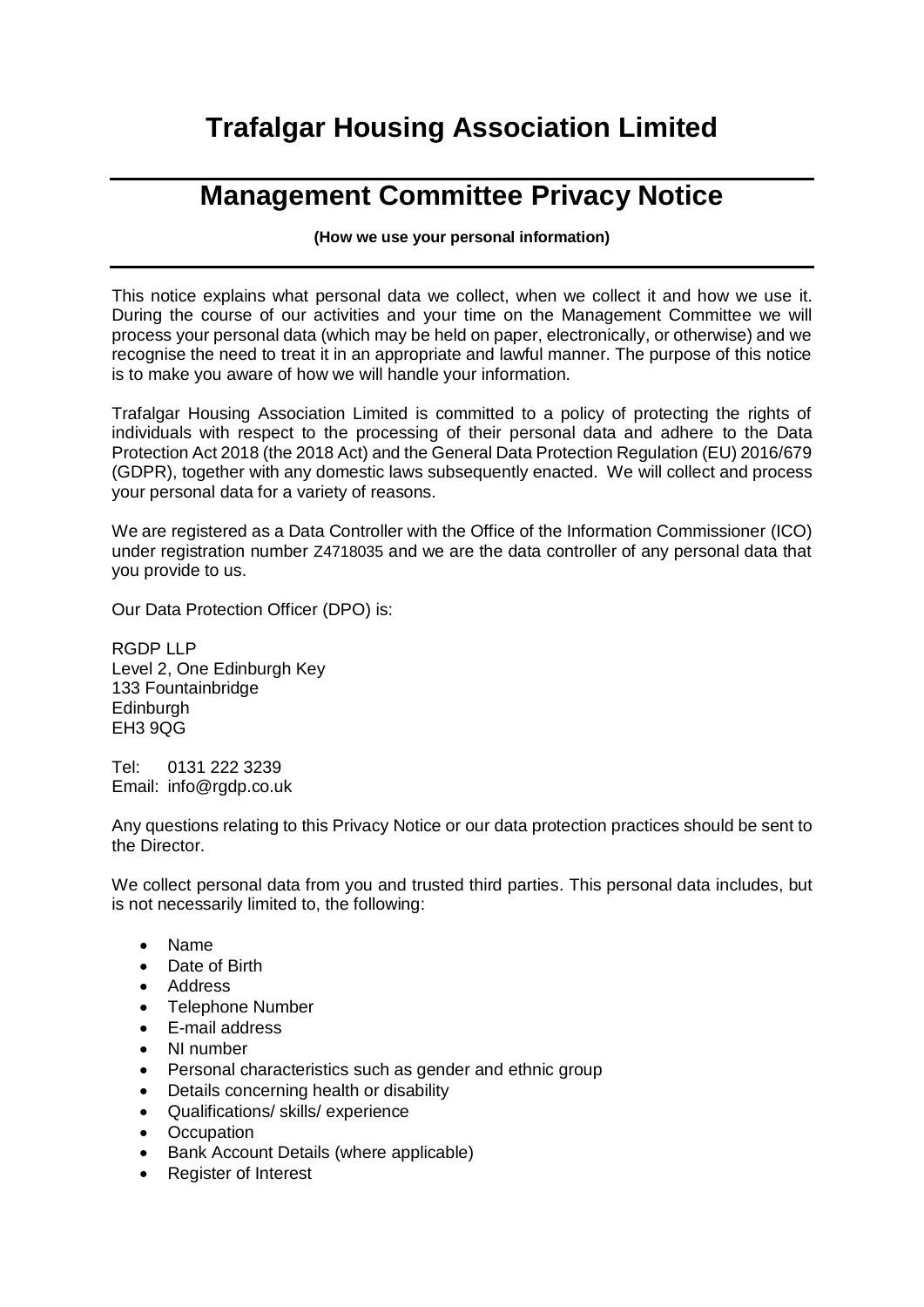# Trafalgar Housing Association Limited

## Management Committee Privacy Notice

**(How we use your personal information)**

This notice explains what personal data we collect, when we collect it and how we use it. During the course of our activities and your time on the Management Committee we will process your personal data (which may be held on paper, electronically, or otherwise) and we recognise the need to treat it in an appropriate and lawful manner. The purpose of this notice is to make you aware of how we will handle your information.

Trafalgar Housing Association Limited is committed to a policy of protecting the rights of individuals with respect to the processing of their personal data and adhere to the Data Protection Act 2018 (the 2018 Act) and the General Data Protection Regulation (EU) 2016/679 (GDPR), together with any domestic laws subsequently enacted. We will collect and process your personal data for a variety of reasons.

We are registered as a Data Controller with the Office of the Information Commissioner (ICO) under registration number Z4718035 and we are the data controller of any personal data that you provide to us.

Our Data Protection Officer (DPO) is:

RGDP LLP
Level 2, One Edinburgh Key
133 Fountainbridge
Edinburgh
EH3 9QG

Tel: 0131 222 3239
Email: info@rgdp.co.uk

Any questions relating to this Privacy Notice or our data protection practices should be sent to the Director.

We collect personal data from you and trusted third parties. This personal data includes, but is not necessarily limited to, the following:

- Name
- Date of Birth
- Address
- Telephone Number
- E-mail address
- NI number
- Personal characteristics such as gender and ethnic group
- Details concerning health or disability
- Qualifications/ skills/ experience
- Occupation
- Bank Account Details (where applicable)
- Register of Interest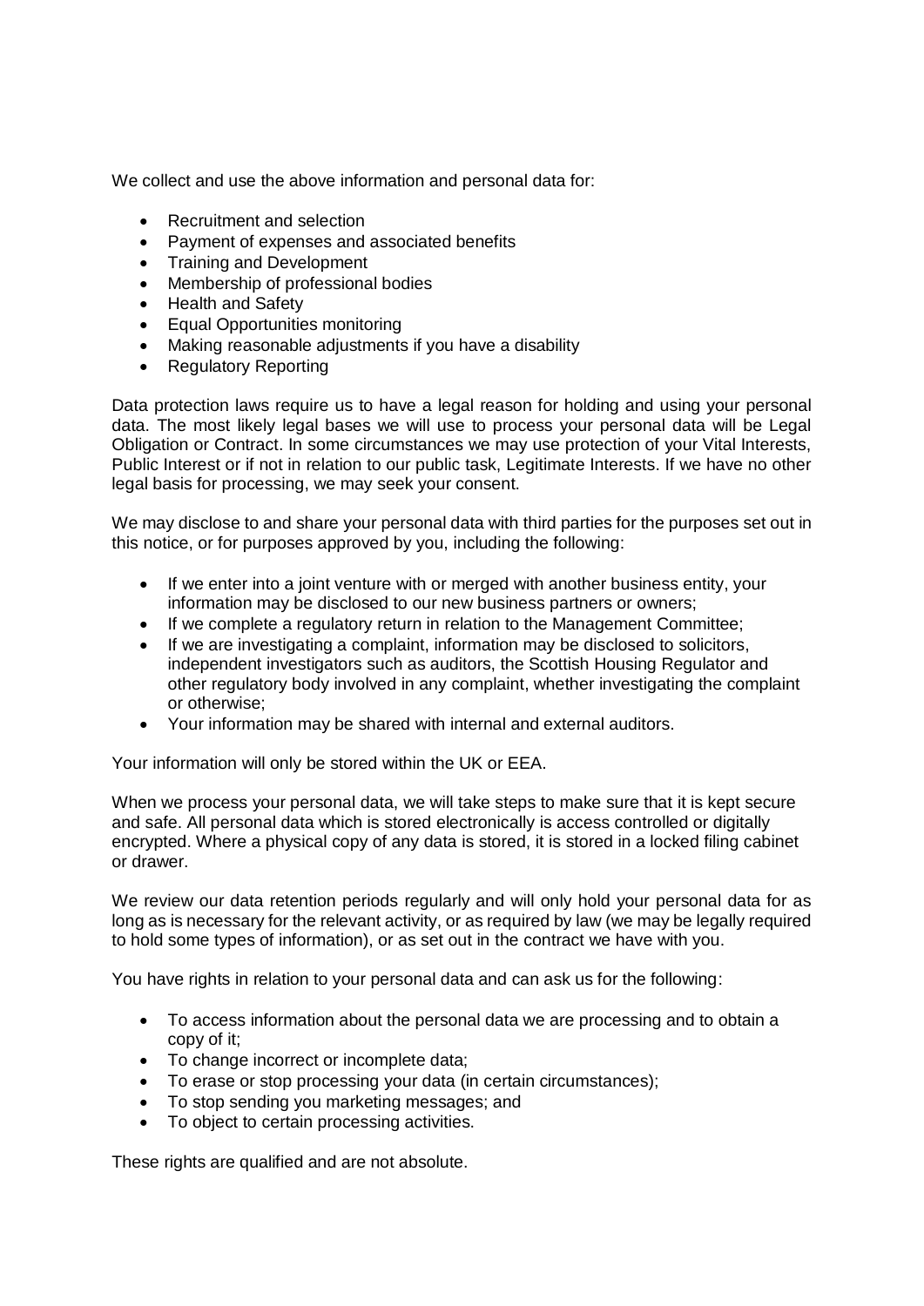We collect and use the above information and personal data for:

- Recruitment and selection
- Payment of expenses and associated benefits
- Training and Development
- Membership of professional bodies
- Health and Safety
- Equal Opportunities monitoring
- Making reasonable adjustments if you have a disability
- Regulatory Reporting

Data protection laws require us to have a legal reason for holding and using your personal data. The most likely legal bases we will use to process your personal data will be Legal Obligation or Contract. In some circumstances we may use protection of your Vital Interests, Public Interest or if not in relation to our public task, Legitimate Interests. If we have no other legal basis for processing, we may seek your consent.

We may disclose to and share your personal data with third parties for the purposes set out in this notice, or for purposes approved by you, including the following:

- If we enter into a joint venture with or merged with another business entity, your information may be disclosed to our new business partners or owners;
- If we complete a regulatory return in relation to the Management Committee;
- If we are investigating a complaint, information may be disclosed to solicitors, independent investigators such as auditors, the Scottish Housing Regulator and other regulatory body involved in any complaint, whether investigating the complaint or otherwise;
- Your information may be shared with internal and external auditors.

Your information will only be stored within the UK or EEA.

When we process your personal data, we will take steps to make sure that it is kept secure and safe. All personal data which is stored electronically is access controlled or digitally encrypted. Where a physical copy of any data is stored, it is stored in a locked filing cabinet or drawer.

We review our data retention periods regularly and will only hold your personal data for as long as is necessary for the relevant activity, or as required by law (we may be legally required to hold some types of information), or as set out in the contract we have with you.

You have rights in relation to your personal data and can ask us for the following:

- To access information about the personal data we are processing and to obtain a copy of it;
- To change incorrect or incomplete data;
- To erase or stop processing your data (in certain circumstances);
- To stop sending you marketing messages; and
- To object to certain processing activities.

These rights are qualified and are not absolute.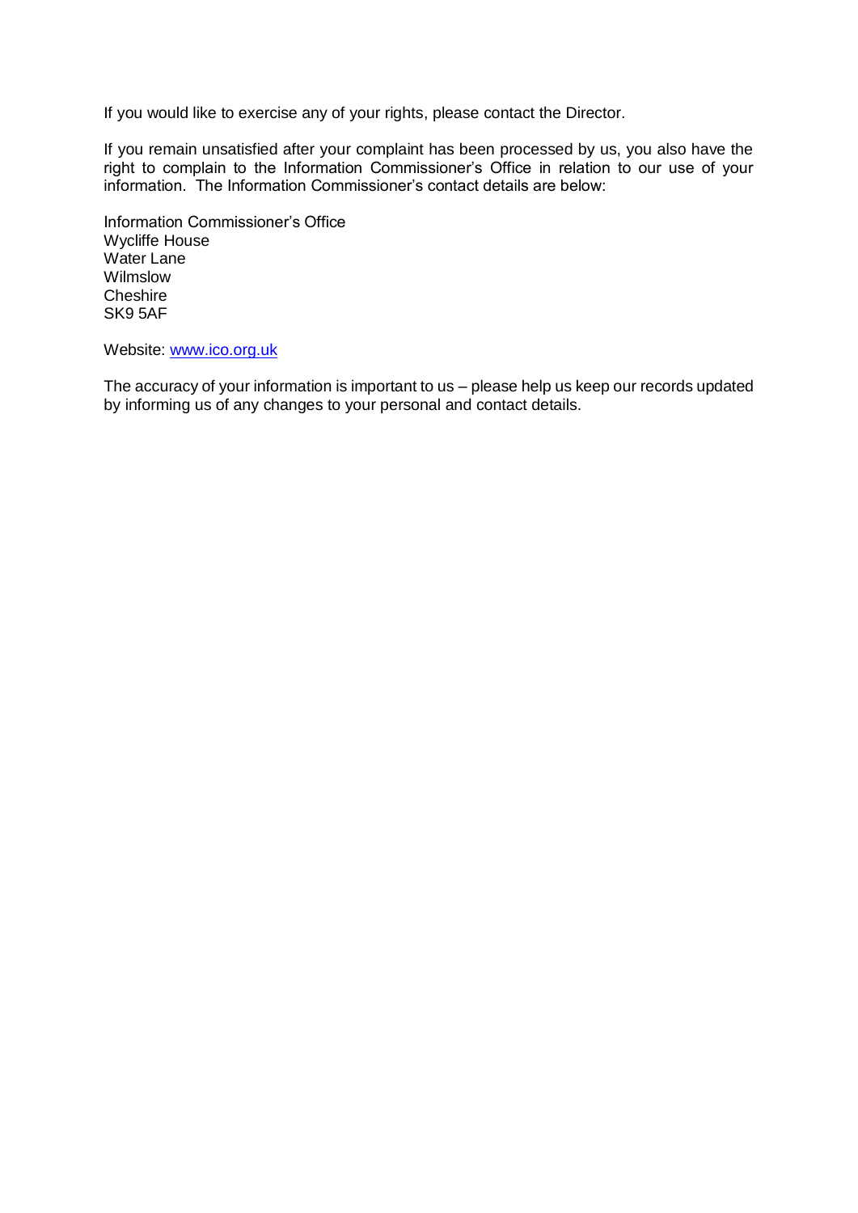If you would like to exercise any of your rights, please contact the Director.

If you remain unsatisfied after your complaint has been processed by us, you also have the right to complain to the Information Commissioner's Office in relation to our use of your information. The Information Commissioner's contact details are below:

Information Commissioner's Office  
Wycliffe House  
Water Lane  
Wilmslow  
Cheshire  
SK9 5AF

Website: [www.ico.org.uk](www.ico.org.uk)

The accuracy of your information is important to us – please help us keep our records updated by informing us of any changes to your personal and contact details.